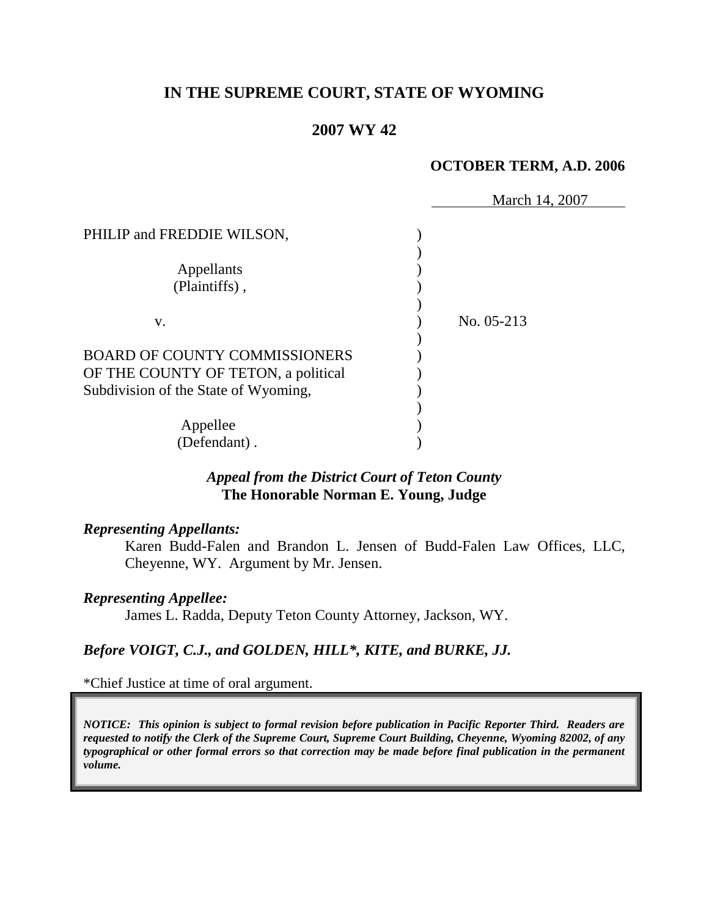# IN THE SUPREME COURT, STATE OF WYOMING

## 2007 WY 42

**OCTOBER TERM, A.D. 2006**

March 14, 2007

PHILIP and FREDDIE WILSON,

Appellants
(Plaintiffs),

v.

No. 05-213

BOARD OF COUNTY COMMISSIONERS OF THE COUNTY OF TETON, a political Subdivision of the State of Wyoming,

Appellee
(Defendant).

***Appeal from the District Court of Teton County***
**The Honorable Norman E. Young, Judge**

***Representing Appellants:***

Karen Budd-Falen and Brandon L. Jensen of Budd-Falen Law Offices, LLC, Cheyenne, WY. Argument by Mr. Jensen.

***Representing Appellee:***

James L. Radda, Deputy Teton County Attorney, Jackson, WY.

***Before VOIGT, C.J., and GOLDEN, HILL\*, KITE, and BURKE, JJ.***

\*Chief Justice at time of oral argument.

***NOTICE: This opinion is subject to formal revision before publication in Pacific Reporter Third. Readers are requested to notify the Clerk of the Supreme Court, Supreme Court Building, Cheyenne, Wyoming 82002, of any typographical or other formal errors so that correction may be made before final publication in the permanent volume.***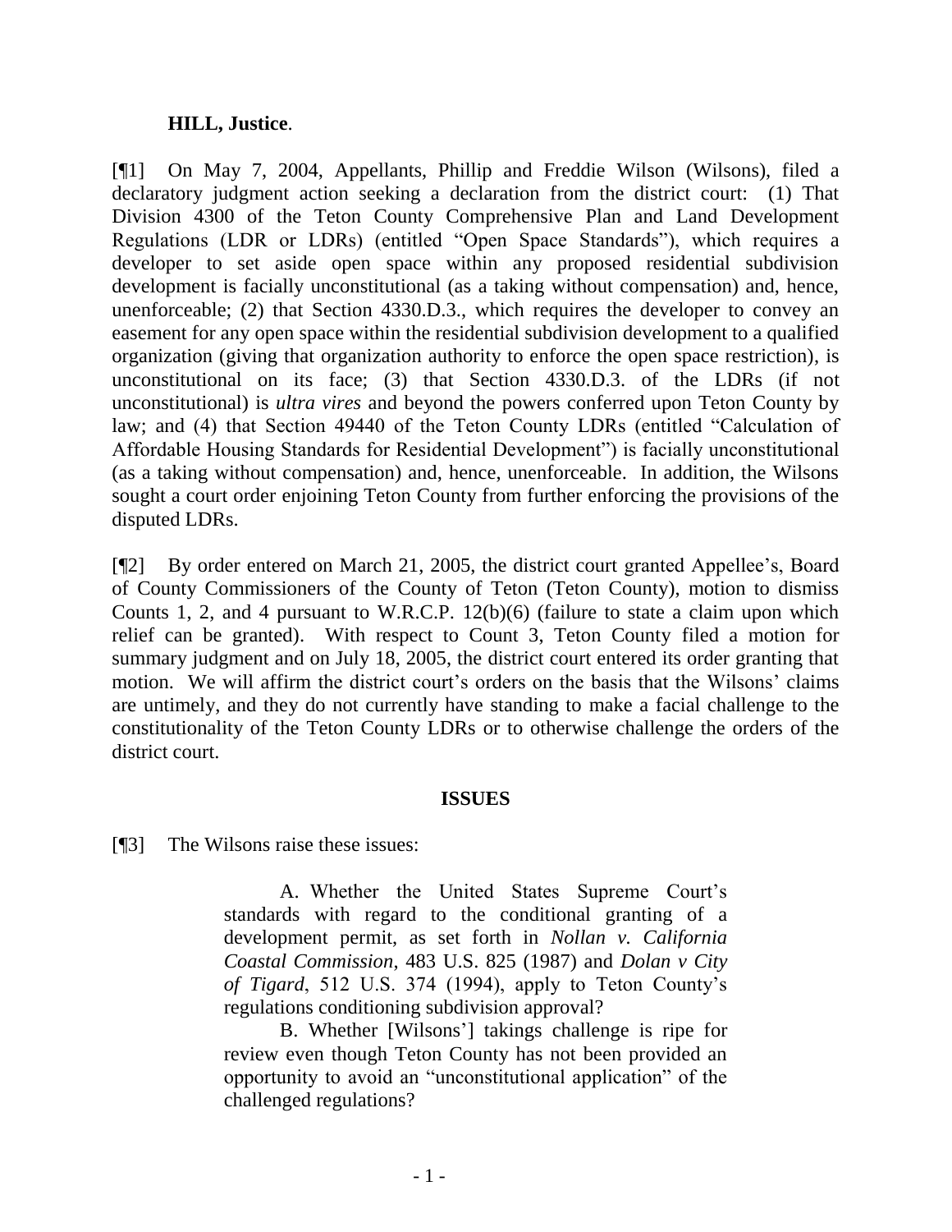**HILL, Justice**.

[¶1] On May 7, 2004, Appellants, Phillip and Freddie Wilson (Wilsons), filed a declaratory judgment action seeking a declaration from the district court: (1) That Division 4300 of the Teton County Comprehensive Plan and Land Development Regulations (LDR or LDRs) (entitled "Open Space Standards"), which requires a developer to set aside open space within any proposed residential subdivision development is facially unconstitutional (as a taking without compensation) and, hence, unenforceable; (2) that Section 4330.D.3., which requires the developer to convey an easement for any open space within the residential subdivision development to a qualified organization (giving that organization authority to enforce the open space restriction), is unconstitutional on its face; (3) that Section 4330.D.3. of the LDRs (if not unconstitutional) is *ultra vires* and beyond the powers conferred upon Teton County by law; and (4) that Section 49440 of the Teton County LDRs (entitled "Calculation of Affordable Housing Standards for Residential Development") is facially unconstitutional (as a taking without compensation) and, hence, unenforceable. In addition, the Wilsons sought a court order enjoining Teton County from further enforcing the provisions of the disputed LDRs.

[¶2] By order entered on March 21, 2005, the district court granted Appellee's, Board of County Commissioners of the County of Teton (Teton County), motion to dismiss Counts 1, 2, and 4 pursuant to W.R.C.P. 12(b)(6) (failure to state a claim upon which relief can be granted). With respect to Count 3, Teton County filed a motion for summary judgment and on July 18, 2005, the district court entered its order granting that motion. We will affirm the district court's orders on the basis that the Wilsons' claims are untimely, and they do not currently have standing to make a facial challenge to the constitutionality of the Teton County LDRs or to otherwise challenge the orders of the district court.

## ISSUES

[¶3] The Wilsons raise these issues:

> A. Whether the United States Supreme Court's standards with regard to the conditional granting of a development permit, as set forth in *Nollan v. California Coastal Commission*, 483 U.S. 825 (1987) and *Dolan v City of Tigard*, 512 U.S. 374 (1994), apply to Teton County's regulations conditioning subdivision approval?
>
> B. Whether [Wilsons'] takings challenge is ripe for review even though Teton County has not been provided an opportunity to avoid an "unconstitutional application" of the challenged regulations?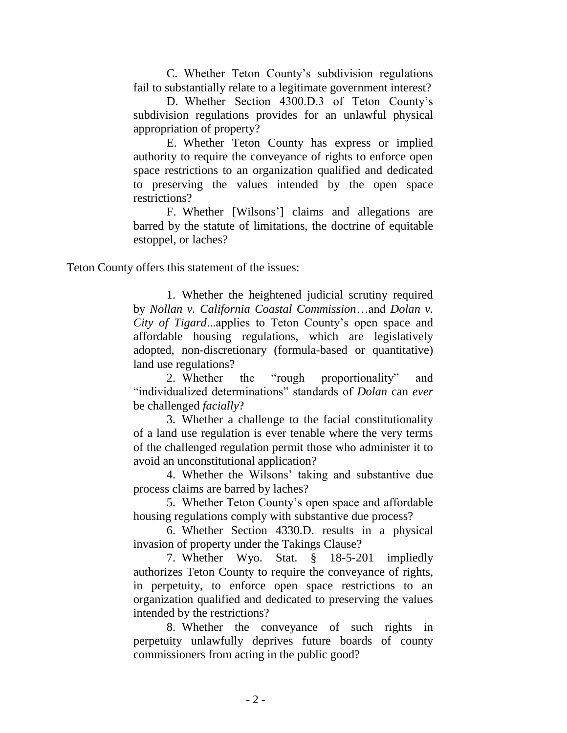C. Whether Teton County's subdivision regulations fail to substantially relate to a legitimate government interest?

D. Whether Section 4300.D.3 of Teton County's subdivision regulations provides for an unlawful physical appropriation of property?

E. Whether Teton County has express or implied authority to require the conveyance of rights to enforce open space restrictions to an organization qualified and dedicated to preserving the values intended by the open space restrictions?

F. Whether [Wilsons'] claims and allegations are barred by the statute of limitations, the doctrine of equitable estoppel, or laches?

Teton County offers this statement of the issues:

1. Whether the heightened judicial scrutiny required by *Nollan v. California Coastal Commission*…and *Dolan v. City of Tigard*...applies to Teton County's open space and affordable housing regulations, which are legislatively adopted, non-discretionary (formula-based or quantitative) land use regulations?

2. Whether the "rough proportionality" and "individualized determinations" standards of *Dolan* can *ever* be challenged *facially*?

3. Whether a challenge to the facial constitutionality of a land use regulation is ever tenable where the very terms of the challenged regulation permit those who administer it to avoid an unconstitutional application?

4. Whether the Wilsons' taking and substantive due process claims are barred by laches?

5. Whether Teton County's open space and affordable housing regulations comply with substantive due process?

6. Whether Section 4330.D. results in a physical invasion of property under the Takings Clause?

7. Whether Wyo. Stat. § 18-5-201 impliedly authorizes Teton County to require the conveyance of rights, in perpetuity, to enforce open space restrictions to an organization qualified and dedicated to preserving the values intended by the restrictions?

8. Whether the conveyance of such rights in perpetuity unlawfully deprives future boards of county commissioners from acting in the public good?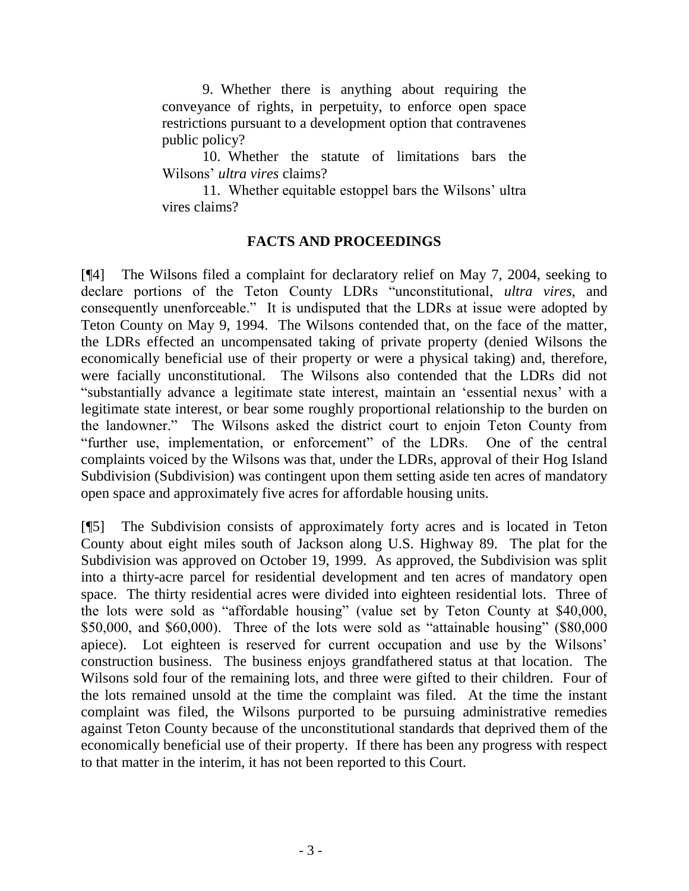9. Whether there is anything about requiring the conveyance of rights, in perpetuity, to enforce open space restrictions pursuant to a development option that contravenes public policy?

10. Whether the statute of limitations bars the Wilsons' *ultra vires* claims?

11. Whether equitable estoppel bars the Wilsons' ultra vires claims?

## FACTS AND PROCEEDINGS

[¶4] The Wilsons filed a complaint for declaratory relief on May 7, 2004, seeking to declare portions of the Teton County LDRs "unconstitutional, *ultra vires*, and consequently unenforceable." It is undisputed that the LDRs at issue were adopted by Teton County on May 9, 1994. The Wilsons contended that, on the face of the matter, the LDRs effected an uncompensated taking of private property (denied Wilsons the economically beneficial use of their property or were a physical taking) and, therefore, were facially unconstitutional. The Wilsons also contended that the LDRs did not "substantially advance a legitimate state interest, maintain an 'essential nexus' with a legitimate state interest, or bear some roughly proportional relationship to the burden on the landowner." The Wilsons asked the district court to enjoin Teton County from "further use, implementation, or enforcement" of the LDRs. One of the central complaints voiced by the Wilsons was that, under the LDRs, approval of their Hog Island Subdivision (Subdivision) was contingent upon them setting aside ten acres of mandatory open space and approximately five acres for affordable housing units.

[¶5] The Subdivision consists of approximately forty acres and is located in Teton County about eight miles south of Jackson along U.S. Highway 89. The plat for the Subdivision was approved on October 19, 1999. As approved, the Subdivision was split into a thirty-acre parcel for residential development and ten acres of mandatory open space. The thirty residential acres were divided into eighteen residential lots. Three of the lots were sold as "affordable housing" (value set by Teton County at $40,000, $50,000, and $60,000). Three of the lots were sold as "attainable housing" ($80,000 apiece). Lot eighteen is reserved for current occupation and use by the Wilsons' construction business. The business enjoys grandfathered status at that location. The Wilsons sold four of the remaining lots, and three were gifted to their children. Four of the lots remained unsold at the time the complaint was filed. At the time the instant complaint was filed, the Wilsons purported to be pursuing administrative remedies against Teton County because of the unconstitutional standards that deprived them of the economically beneficial use of their property. If there has been any progress with respect to that matter in the interim, it has not been reported to this Court.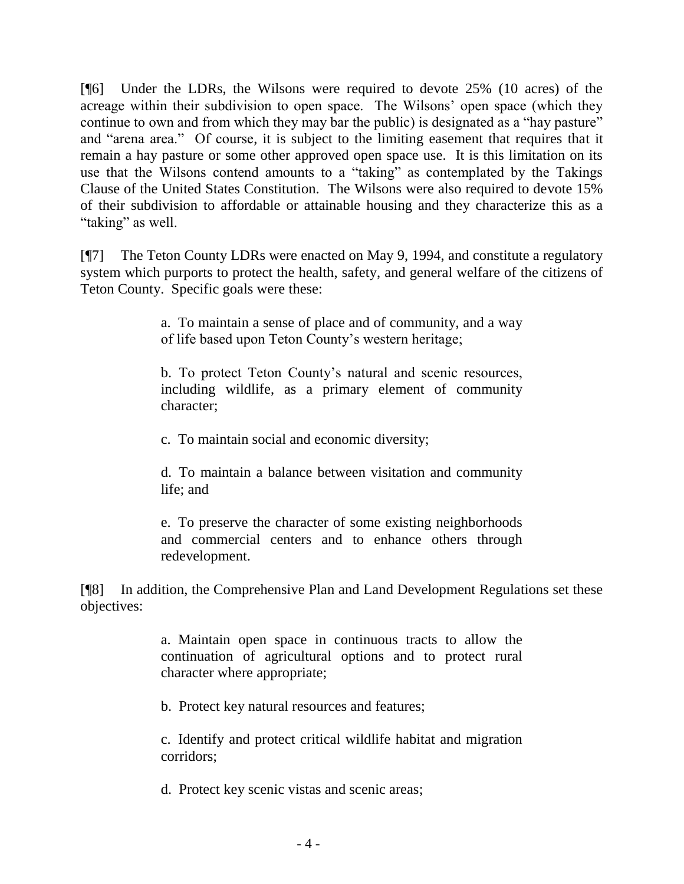[¶6] Under the LDRs, the Wilsons were required to devote 25% (10 acres) of the acreage within their subdivision to open space. The Wilsons' open space (which they continue to own and from which they may bar the public) is designated as a "hay pasture" and "arena area." Of course, it is subject to the limiting easement that requires that it remain a hay pasture or some other approved open space use. It is this limitation on its use that the Wilsons contend amounts to a "taking" as contemplated by the Takings Clause of the United States Constitution. The Wilsons were also required to devote 15% of their subdivision to affordable or attainable housing and they characterize this as a "taking" as well.

[¶7] The Teton County LDRs were enacted on May 9, 1994, and constitute a regulatory system which purports to protect the health, safety, and general welfare of the citizens of Teton County. Specific goals were these:

> a. To maintain a sense of place and of community, and a way of life based upon Teton County's western heritage;
>
> b. To protect Teton County's natural and scenic resources, including wildlife, as a primary element of community character;
>
> c. To maintain social and economic diversity;
>
> d. To maintain a balance between visitation and community life; and
>
> e. To preserve the character of some existing neighborhoods and commercial centers and to enhance others through redevelopment.

[¶8] In addition, the Comprehensive Plan and Land Development Regulations set these objectives:

> a. Maintain open space in continuous tracts to allow the continuation of agricultural options and to protect rural character where appropriate;
>
> b. Protect key natural resources and features;
>
> c. Identify and protect critical wildlife habitat and migration corridors;
>
> d. Protect key scenic vistas and scenic areas;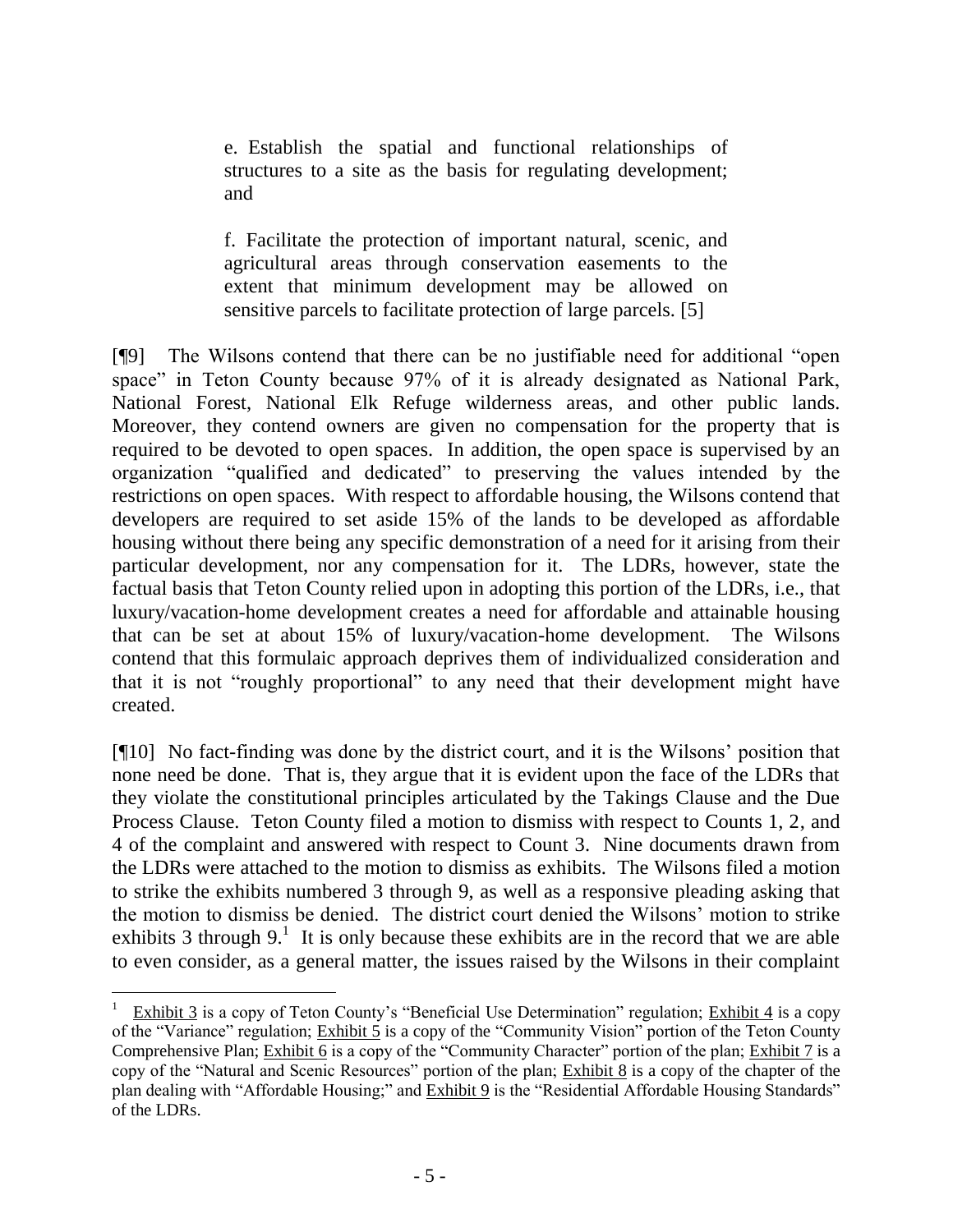> e. Establish the spatial and functional relationships of structures to a site as the basis for regulating development; and
>
> f. Facilitate the protection of important natural, scenic, and agricultural areas through conservation easements to the extent that minimum development may be allowed on sensitive parcels to facilitate protection of large parcels. [5]

[¶9] The Wilsons contend that there can be no justifiable need for additional "open space" in Teton County because 97% of it is already designated as National Park, National Forest, National Elk Refuge wilderness areas, and other public lands. Moreover, they contend owners are given no compensation for the property that is required to be devoted to open spaces. In addition, the open space is supervised by an organization "qualified and dedicated" to preserving the values intended by the restrictions on open spaces. With respect to affordable housing, the Wilsons contend that developers are required to set aside 15% of the lands to be developed as affordable housing without there being any specific demonstration of a need for it arising from their particular development, nor any compensation for it. The LDRs, however, state the factual basis that Teton County relied upon in adopting this portion of the LDRs, i.e., that luxury/vacation-home development creates a need for affordable and attainable housing that can be set at about 15% of luxury/vacation-home development. The Wilsons contend that this formulaic approach deprives them of individualized consideration and that it is not "roughly proportional" to any need that their development might have created.

[¶10] No fact-finding was done by the district court, and it is the Wilsons' position that none need be done. That is, they argue that it is evident upon the face of the LDRs that they violate the constitutional principles articulated by the Takings Clause and the Due Process Clause. Teton County filed a motion to dismiss with respect to Counts 1, 2, and 4 of the complaint and answered with respect to Count 3. Nine documents drawn from the LDRs were attached to the motion to dismiss as exhibits. The Wilsons filed a motion to strike the exhibits numbered 3 through 9, as well as a responsive pleading asking that the motion to dismiss be denied. The district court denied the Wilsons' motion to strike exhibits 3 through 9.[1] It is only because these exhibits are in the record that we are able to even consider, as a general matter, the issues raised by the Wilsons in their complaint

---

[1] Exhibit 3 is a copy of Teton County's "Beneficial Use Determination" regulation; Exhibit 4 is a copy of the "Variance" regulation; Exhibit 5 is a copy of the "Community Vision" portion of the Teton County Comprehensive Plan; Exhibit 6 is a copy of the "Community Character" portion of the plan; Exhibit 7 is a copy of the "Natural and Scenic Resources" portion of the plan; Exhibit 8 is a copy of the chapter of the plan dealing with "Affordable Housing;" and Exhibit 9 is the "Residential Affordable Housing Standards" of the LDRs.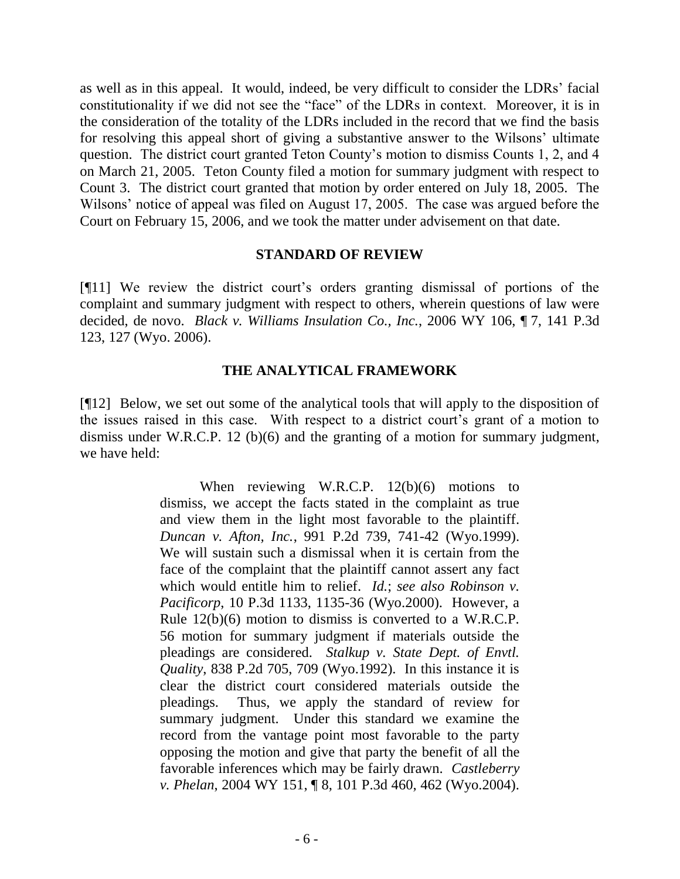as well as in this appeal. It would, indeed, be very difficult to consider the LDRs' facial constitutionality if we did not see the "face" of the LDRs in context. Moreover, it is in the consideration of the totality of the LDRs included in the record that we find the basis for resolving this appeal short of giving a substantive answer to the Wilsons' ultimate question. The district court granted Teton County's motion to dismiss Counts 1, 2, and 4 on March 21, 2005. Teton County filed a motion for summary judgment with respect to Count 3. The district court granted that motion by order entered on July 18, 2005. The Wilsons' notice of appeal was filed on August 17, 2005. The case was argued before the Court on February 15, 2006, and we took the matter under advisement on that date.

## STANDARD OF REVIEW

[¶11] We review the district court's orders granting dismissal of portions of the complaint and summary judgment with respect to others, wherein questions of law were decided, de novo. *Black v. Williams Insulation Co., Inc.*, 2006 WY 106, ¶ 7, 141 P.3d 123, 127 (Wyo. 2006).

## THE ANALYTICAL FRAMEWORK

[¶12] Below, we set out some of the analytical tools that will apply to the disposition of the issues raised in this case. With respect to a district court's grant of a motion to dismiss under W.R.C.P. 12 (b)(6) and the granting of a motion for summary judgment, we have held:

> When reviewing W.R.C.P. 12(b)(6) motions to dismiss, we accept the facts stated in the complaint as true and view them in the light most favorable to the plaintiff. *Duncan v. Afton, Inc.*, 991 P.2d 739, 741-42 (Wyo.1999). We will sustain such a dismissal when it is certain from the face of the complaint that the plaintiff cannot assert any fact which would entitle him to relief. *Id.*; *see also Robinson v. Pacificorp*, 10 P.3d 1133, 1135-36 (Wyo.2000). However, a Rule 12(b)(6) motion to dismiss is converted to a W.R.C.P. 56 motion for summary judgment if materials outside the pleadings are considered. *Stalkup v. State Dept. of Envtl. Quality*, 838 P.2d 705, 709 (Wyo.1992). In this instance it is clear the district court considered materials outside the pleadings. Thus, we apply the standard of review for summary judgment. Under this standard we examine the record from the vantage point most favorable to the party opposing the motion and give that party the benefit of all the favorable inferences which may be fairly drawn. *Castleberry v. Phelan*, 2004 WY 151, ¶ 8, 101 P.3d 460, 462 (Wyo.2004).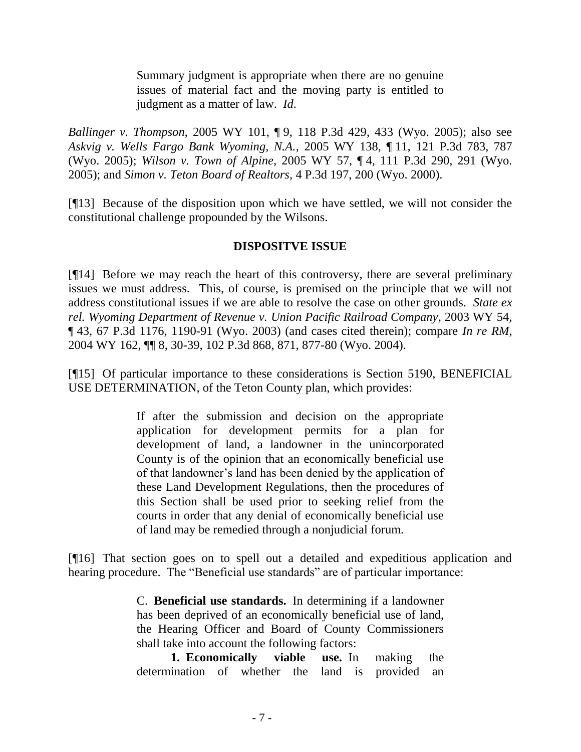> Summary judgment is appropriate when there are no genuine issues of material fact and the moving party is entitled to judgment as a matter of law. *Id*.

*Ballinger v. Thompson*, 2005 WY 101, ¶ 9, 118 P.3d 429, 433 (Wyo. 2005); also see *Askvig v. Wells Fargo Bank Wyoming, N.A.*, 2005 WY 138, ¶ 11, 121 P.3d 783, 787 (Wyo. 2005); *Wilson v. Town of Alpine*, 2005 WY 57, ¶ 4, 111 P.3d 290, 291 (Wyo. 2005); and *Simon v. Teton Board of Realtors*, 4 P.3d 197, 200 (Wyo. 2000).

[¶13] Because of the disposition upon which we have settled, we will not consider the constitutional challenge propounded by the Wilsons.

## DISPOSITVE ISSUE

[¶14] Before we may reach the heart of this controversy, there are several preliminary issues we must address. This, of course, is premised on the principle that we will not address constitutional issues if we are able to resolve the case on other grounds. *State ex rel. Wyoming Department of Revenue v. Union Pacific Railroad Company*, 2003 WY 54, ¶ 43, 67 P.3d 1176, 1190-91 (Wyo. 2003) (and cases cited therein); compare *In re RM*, 2004 WY 162, ¶¶ 8, 30-39, 102 P.3d 868, 871, 877-80 (Wyo. 2004).

[¶15] Of particular importance to these considerations is Section 5190, BENEFICIAL USE DETERMINATION, of the Teton County plan, which provides:

> If after the submission and decision on the appropriate application for development permits for a plan for development of land, a landowner in the unincorporated County is of the opinion that an economically beneficial use of that landowner's land has been denied by the application of these Land Development Regulations, then the procedures of this Section shall be used prior to seeking relief from the courts in order that any denial of economically beneficial use of land may be remedied through a nonjudicial forum.

[¶16] That section goes on to spell out a detailed and expeditious application and hearing procedure. The "Beneficial use standards" are of particular importance:

> C. **Beneficial use standards.** In determining if a landowner has been deprived of an economically beneficial use of land, the Hearing Officer and Board of County Commissioners shall take into account the following factors:
>
> **1. Economically viable use.** In making the determination of whether the land is provided an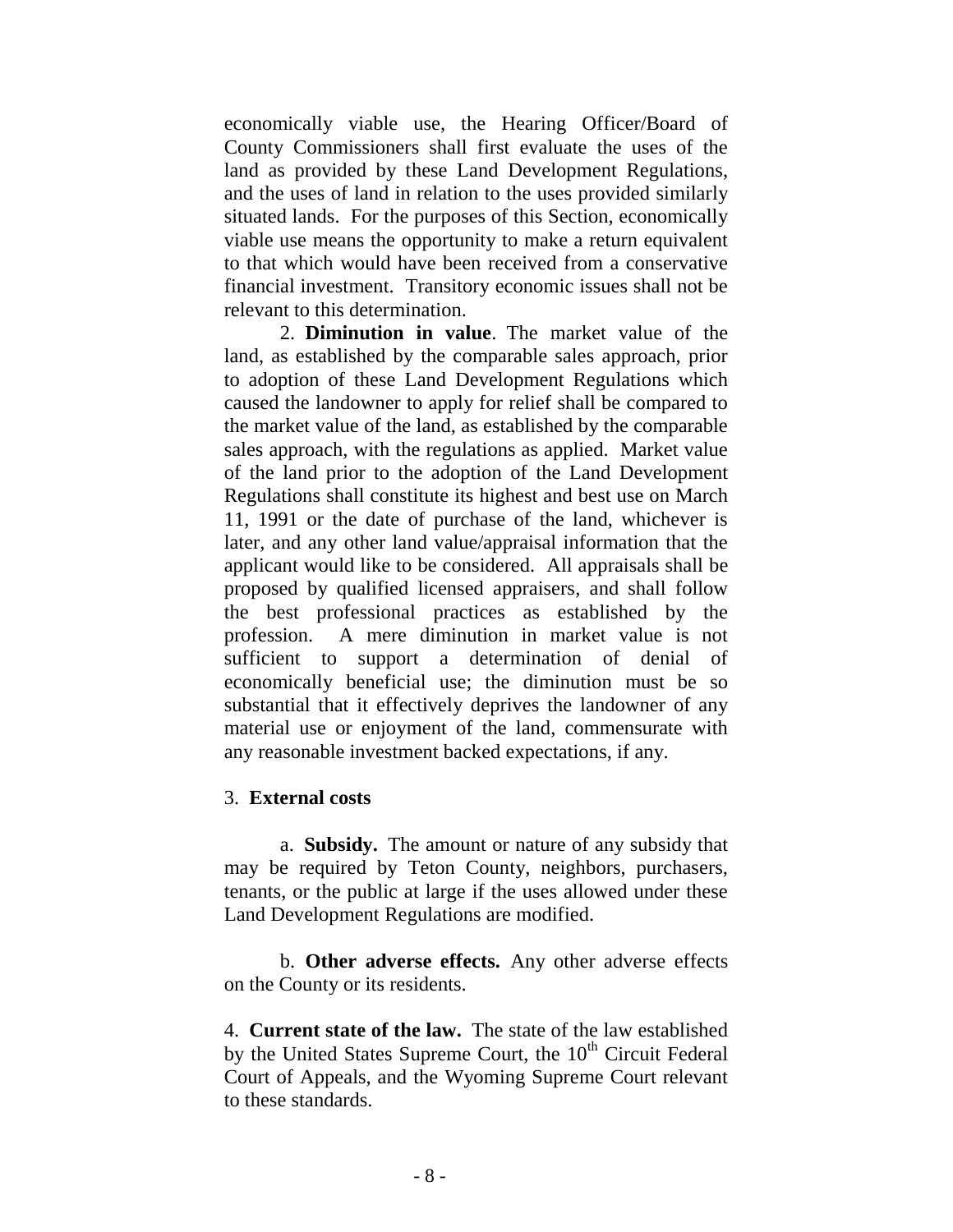economically viable use, the Hearing Officer/Board of County Commissioners shall first evaluate the uses of the land as provided by these Land Development Regulations, and the uses of land in relation to the uses provided similarly situated lands. For the purposes of this Section, economically viable use means the opportunity to make a return equivalent to that which would have been received from a conservative financial investment. Transitory economic issues shall not be relevant to this determination.

2. **Diminution in value**. The market value of the land, as established by the comparable sales approach, prior to adoption of these Land Development Regulations which caused the landowner to apply for relief shall be compared to the market value of the land, as established by the comparable sales approach, with the regulations as applied. Market value of the land prior to the adoption of the Land Development Regulations shall constitute its highest and best use on March 11, 1991 or the date of purchase of the land, whichever is later, and any other land value/appraisal information that the applicant would like to be considered. All appraisals shall be proposed by qualified licensed appraisers, and shall follow the best professional practices as established by the profession. A mere diminution in market value is not sufficient to support a determination of denial of economically beneficial use; the diminution must be so substantial that it effectively deprives the landowner of any material use or enjoyment of the land, commensurate with any reasonable investment backed expectations, if any.

3. **External costs**

a. **Subsidy.** The amount or nature of any subsidy that may be required by Teton County, neighbors, purchasers, tenants, or the public at large if the uses allowed under these Land Development Regulations are modified.

b. **Other adverse effects.** Any other adverse effects on the County or its residents.

4. **Current state of the law.** The state of the law established by the United States Supreme Court, the 10th Circuit Federal Court of Appeals, and the Wyoming Supreme Court relevant to these standards.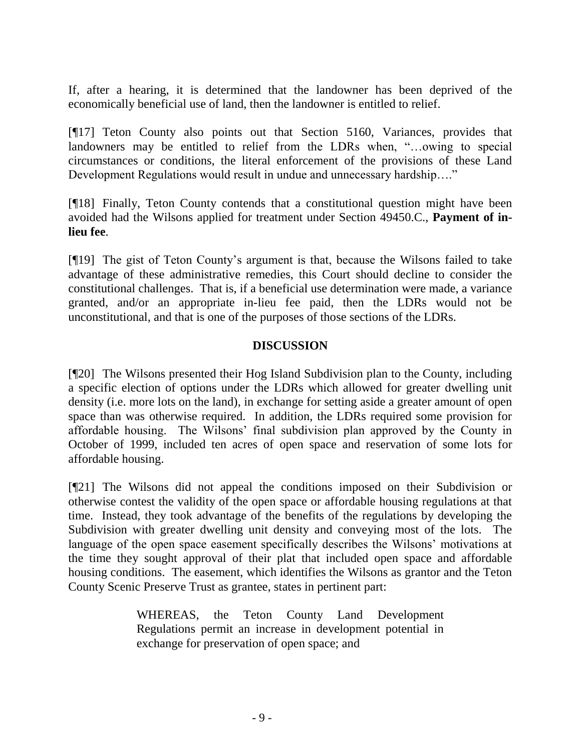If, after a hearing, it is determined that the landowner has been deprived of the economically beneficial use of land, then the landowner is entitled to relief.

[¶17] Teton County also points out that Section 5160, Variances, provides that landowners may be entitled to relief from the LDRs when, "…owing to special circumstances or conditions, the literal enforcement of the provisions of these Land Development Regulations would result in undue and unnecessary hardship…."

[¶18] Finally, Teton County contends that a constitutional question might have been avoided had the Wilsons applied for treatment under Section 49450.C., **Payment of in-lieu fee**.

[¶19] The gist of Teton County's argument is that, because the Wilsons failed to take advantage of these administrative remedies, this Court should decline to consider the constitutional challenges. That is, if a beneficial use determination were made, a variance granted, and/or an appropriate in-lieu fee paid, then the LDRs would not be unconstitutional, and that is one of the purposes of those sections of the LDRs.

## DISCUSSION

[¶20] The Wilsons presented their Hog Island Subdivision plan to the County, including a specific election of options under the LDRs which allowed for greater dwelling unit density (i.e. more lots on the land), in exchange for setting aside a greater amount of open space than was otherwise required. In addition, the LDRs required some provision for affordable housing. The Wilsons' final subdivision plan approved by the County in October of 1999, included ten acres of open space and reservation of some lots for affordable housing.

[¶21] The Wilsons did not appeal the conditions imposed on their Subdivision or otherwise contest the validity of the open space or affordable housing regulations at that time. Instead, they took advantage of the benefits of the regulations by developing the Subdivision with greater dwelling unit density and conveying most of the lots. The language of the open space easement specifically describes the Wilsons' motivations at the time they sought approval of their plat that included open space and affordable housing conditions. The easement, which identifies the Wilsons as grantor and the Teton County Scenic Preserve Trust as grantee, states in pertinent part:

> WHEREAS, the Teton County Land Development Regulations permit an increase in development potential in exchange for preservation of open space; and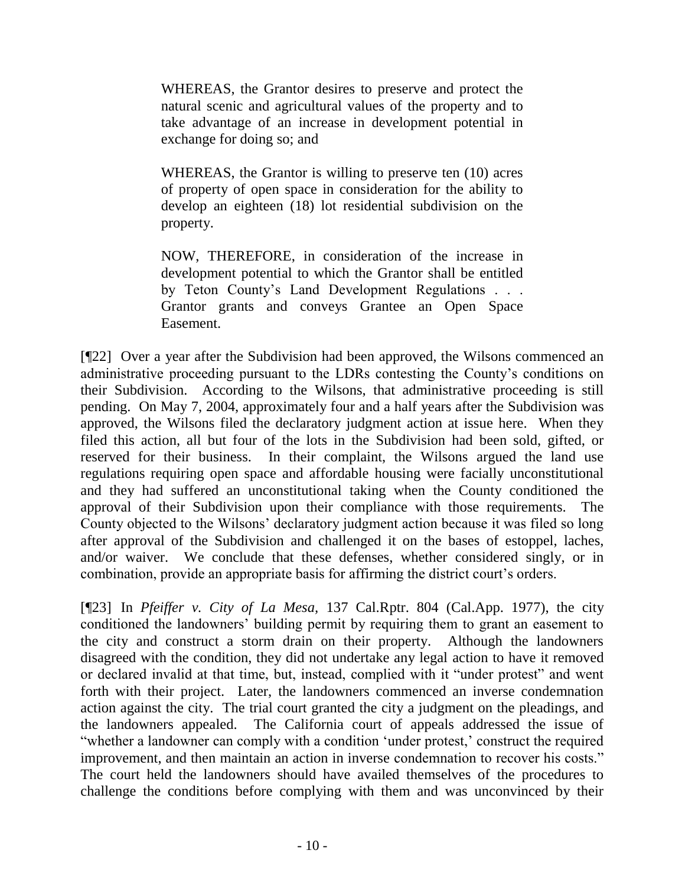> WHEREAS, the Grantor desires to preserve and protect the natural scenic and agricultural values of the property and to take advantage of an increase in development potential in exchange for doing so; and
>
> WHEREAS, the Grantor is willing to preserve ten (10) acres of property of open space in consideration for the ability to develop an eighteen (18) lot residential subdivision on the property.
>
> NOW, THEREFORE, in consideration of the increase in development potential to which the Grantor shall be entitled by Teton County's Land Development Regulations . . . Grantor grants and conveys Grantee an Open Space Easement.

[¶22] Over a year after the Subdivision had been approved, the Wilsons commenced an administrative proceeding pursuant to the LDRs contesting the County's conditions on their Subdivision. According to the Wilsons, that administrative proceeding is still pending. On May 7, 2004, approximately four and a half years after the Subdivision was approved, the Wilsons filed the declaratory judgment action at issue here. When they filed this action, all but four of the lots in the Subdivision had been sold, gifted, or reserved for their business. In their complaint, the Wilsons argued the land use regulations requiring open space and affordable housing were facially unconstitutional and they had suffered an unconstitutional taking when the County conditioned the approval of their Subdivision upon their compliance with those requirements. The County objected to the Wilsons' declaratory judgment action because it was filed so long after approval of the Subdivision and challenged it on the bases of estoppel, laches, and/or waiver. We conclude that these defenses, whether considered singly, or in combination, provide an appropriate basis for affirming the district court's orders.

[¶23] In *Pfeiffer v. City of La Mesa*, 137 Cal.Rptr. 804 (Cal.App. 1977), the city conditioned the landowners' building permit by requiring them to grant an easement to the city and construct a storm drain on their property. Although the landowners disagreed with the condition, they did not undertake any legal action to have it removed or declared invalid at that time, but, instead, complied with it "under protest" and went forth with their project. Later, the landowners commenced an inverse condemnation action against the city. The trial court granted the city a judgment on the pleadings, and the landowners appealed. The California court of appeals addressed the issue of "whether a landowner can comply with a condition 'under protest,' construct the required improvement, and then maintain an action in inverse condemnation to recover his costs." The court held the landowners should have availed themselves of the procedures to challenge the conditions before complying with them and was unconvinced by their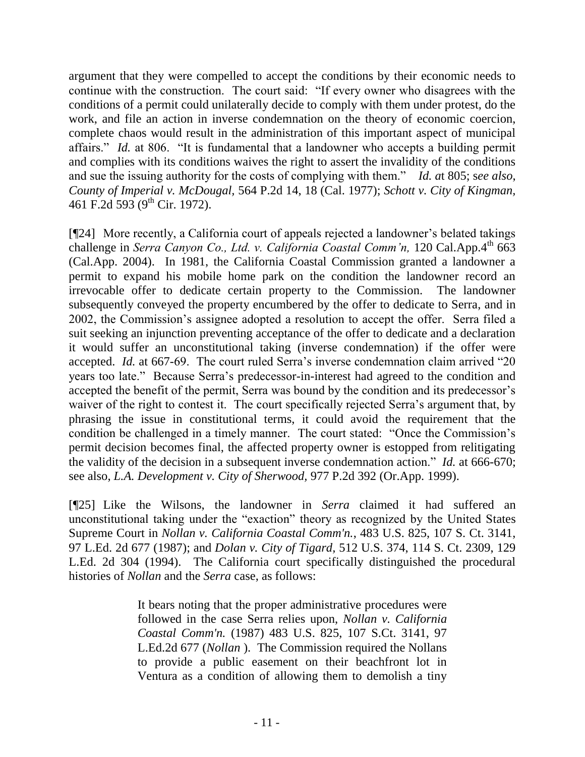argument that they were compelled to accept the conditions by their economic needs to continue with the construction. The court said: "If every owner who disagrees with the conditions of a permit could unilaterally decide to comply with them under protest, do the work, and file an action in inverse condemnation on the theory of economic coercion, complete chaos would result in the administration of this important aspect of municipal affairs." *Id.* at 806. "It is fundamental that a landowner who accepts a building permit and complies with its conditions waives the right to assert the invalidity of the conditions and sue the issuing authority for the costs of complying with them." *Id. a*t 805; s*ee also*, *County of Imperial v. McDougal,* 564 P.2d 14, 18 (Cal. 1977); *Schott v. City of Kingman,* 461 F.2d 593 (9th Cir. 1972).

[¶24] More recently, a California court of appeals rejected a landowner's belated takings challenge in *Serra Canyon Co., Ltd. v. California Coastal Comm'n,* 120 Cal.App.4th 663 (Cal.App. 2004). In 1981, the California Coastal Commission granted a landowner a permit to expand his mobile home park on the condition the landowner record an irrevocable offer to dedicate certain property to the Commission. The landowner subsequently conveyed the property encumbered by the offer to dedicate to Serra, and in 2002, the Commission's assignee adopted a resolution to accept the offer. Serra filed a suit seeking an injunction preventing acceptance of the offer to dedicate and a declaration it would suffer an unconstitutional taking (inverse condemnation) if the offer were accepted. *Id.* at 667-69. The court ruled Serra's inverse condemnation claim arrived "20 years too late." Because Serra's predecessor-in-interest had agreed to the condition and accepted the benefit of the permit, Serra was bound by the condition and its predecessor's waiver of the right to contest it. The court specifically rejected Serra's argument that, by phrasing the issue in constitutional terms, it could avoid the requirement that the condition be challenged in a timely manner. The court stated: "Once the Commission's permit decision becomes final, the affected property owner is estopped from relitigating the validity of the decision in a subsequent inverse condemnation action." *Id.* at 666-670; see also, *L.A. Development v. City of Sherwood*, 977 P.2d 392 (Or.App. 1999).

[¶25] Like the Wilsons, the landowner in *Serra* claimed it had suffered an unconstitutional taking under the "exaction" theory as recognized by the United States Supreme Court in *Nollan v. California Coastal Comm'n.*, 483 U.S. 825, 107 S. Ct. 3141, 97 L.Ed. 2d 677 (1987); and *Dolan v. City of Tigard,* 512 U.S. 374, 114 S. Ct. 2309, 129 L.Ed. 2d 304 (1994). The California court specifically distinguished the procedural histories of *Nollan* and the *Serra* case, as follows:

> It bears noting that the proper administrative procedures were followed in the case Serra relies upon, *Nollan v. California Coastal Comm'n.* (1987) 483 U.S. 825, 107 S.Ct. 3141, 97 L.Ed.2d 677 (*Nollan* ). The Commission required the Nollans to provide a public easement on their beachfront lot in Ventura as a condition of allowing them to demolish a tiny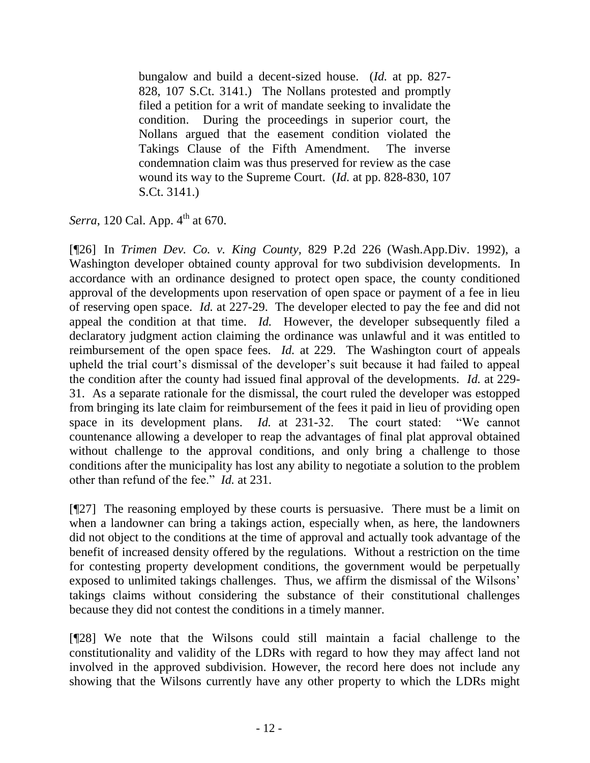> bungalow and build a decent-sized house. (*Id.* at pp. 827-828, 107 S.Ct. 3141.) The Nollans protested and promptly filed a petition for a writ of mandate seeking to invalidate the condition. During the proceedings in superior court, the Nollans argued that the easement condition violated the Takings Clause of the Fifth Amendment. The inverse condemnation claim was thus preserved for review as the case wound its way to the Supreme Court. (*Id.* at pp. 828-830, 107 S.Ct. 3141.)

*Serra*, 120 Cal. App. 4th at 670.

[¶26] In *Trimen Dev. Co. v. King County*, 829 P.2d 226 (Wash.App.Div. 1992), a Washington developer obtained county approval for two subdivision developments. In accordance with an ordinance designed to protect open space, the county conditioned approval of the developments upon reservation of open space or payment of a fee in lieu of reserving open space. *Id.* at 227-29. The developer elected to pay the fee and did not appeal the condition at that time. *Id.* However, the developer subsequently filed a declaratory judgment action claiming the ordinance was unlawful and it was entitled to reimbursement of the open space fees. *Id.* at 229. The Washington court of appeals upheld the trial court's dismissal of the developer's suit because it had failed to appeal the condition after the county had issued final approval of the developments. *Id.* at 229-31. As a separate rationale for the dismissal, the court ruled the developer was estopped from bringing its late claim for reimbursement of the fees it paid in lieu of providing open space in its development plans. *Id.* at 231-32. The court stated: "We cannot countenance allowing a developer to reap the advantages of final plat approval obtained without challenge to the approval conditions, and only bring a challenge to those conditions after the municipality has lost any ability to negotiate a solution to the problem other than refund of the fee." *Id.* at 231.

[¶27] The reasoning employed by these courts is persuasive. There must be a limit on when a landowner can bring a takings action, especially when, as here, the landowners did not object to the conditions at the time of approval and actually took advantage of the benefit of increased density offered by the regulations. Without a restriction on the time for contesting property development conditions, the government would be perpetually exposed to unlimited takings challenges. Thus, we affirm the dismissal of the Wilsons' takings claims without considering the substance of their constitutional challenges because they did not contest the conditions in a timely manner.

[¶28] We note that the Wilsons could still maintain a facial challenge to the constitutionality and validity of the LDRs with regard to how they may affect land not involved in the approved subdivision. However, the record here does not include any showing that the Wilsons currently have any other property to which the LDRs might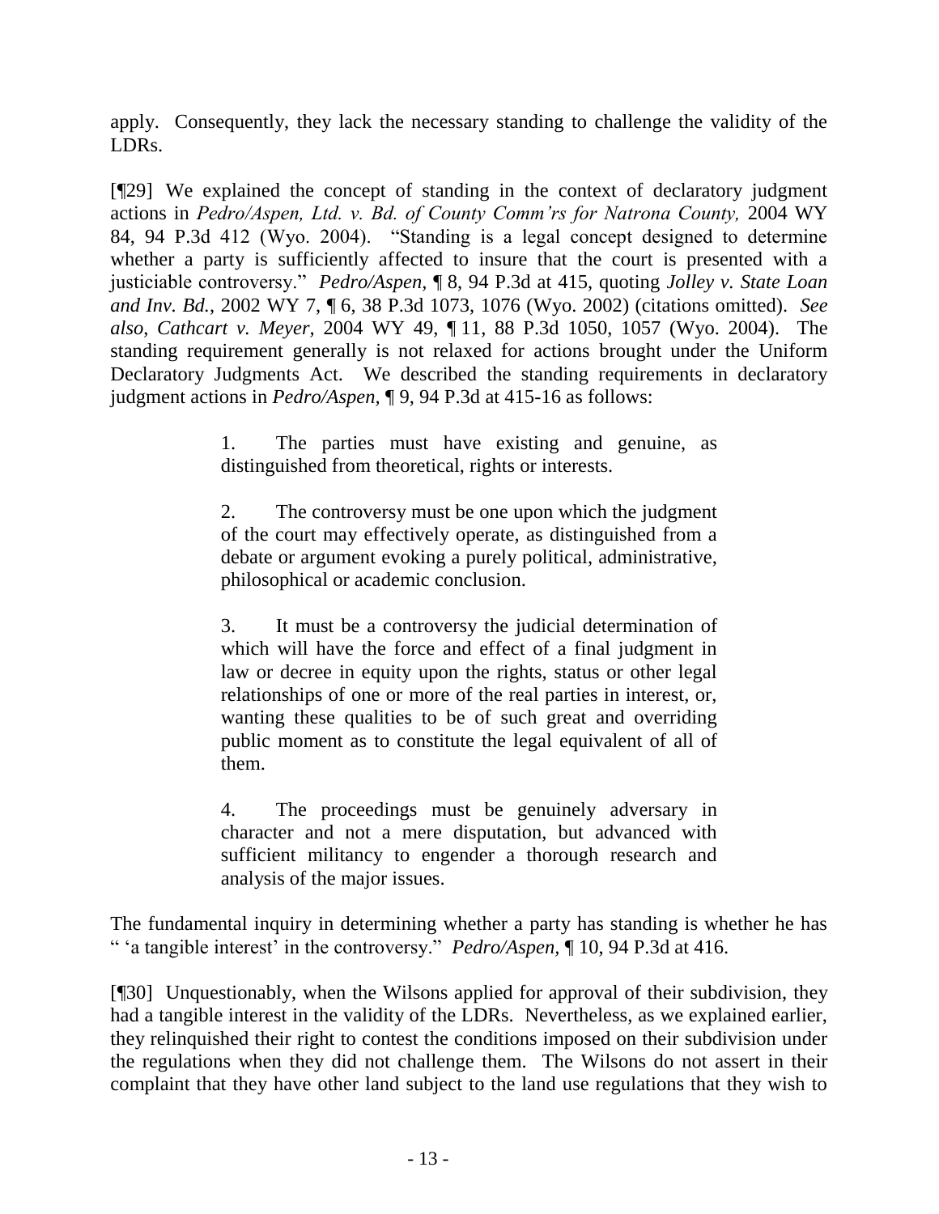apply. Consequently, they lack the necessary standing to challenge the validity of the LDRs.

[¶29] We explained the concept of standing in the context of declaratory judgment actions in *Pedro/Aspen, Ltd. v. Bd. of County Comm'rs for Natrona County,* 2004 WY 84, 94 P.3d 412 (Wyo. 2004). "Standing is a legal concept designed to determine whether a party is sufficiently affected to insure that the court is presented with a justiciable controversy." *Pedro/Aspen,* ¶ 8, 94 P.3d at 415, quoting *Jolley v. State Loan and Inv. Bd.*, 2002 WY 7, ¶ 6, 38 P.3d 1073, 1076 (Wyo. 2002) (citations omitted). *See also*, *Cathcart v. Meyer*, 2004 WY 49, ¶ 11, 88 P.3d 1050, 1057 (Wyo. 2004). The standing requirement generally is not relaxed for actions brought under the Uniform Declaratory Judgments Act. We described the standing requirements in declaratory judgment actions in *Pedro/Aspen,* ¶ 9, 94 P.3d at 415-16 as follows:

> 1. The parties must have existing and genuine, as distinguished from theoretical, rights or interests.
>
> 2. The controversy must be one upon which the judgment of the court may effectively operate, as distinguished from a debate or argument evoking a purely political, administrative, philosophical or academic conclusion.
>
> 3. It must be a controversy the judicial determination of which will have the force and effect of a final judgment in law or decree in equity upon the rights, status or other legal relationships of one or more of the real parties in interest, or, wanting these qualities to be of such great and overriding public moment as to constitute the legal equivalent of all of them.
>
> 4. The proceedings must be genuinely adversary in character and not a mere disputation, but advanced with sufficient militancy to engender a thorough research and analysis of the major issues.

The fundamental inquiry in determining whether a party has standing is whether he has " 'a tangible interest' in the controversy." *Pedro/Aspen,* ¶ 10, 94 P.3d at 416.

[¶30] Unquestionably, when the Wilsons applied for approval of their subdivision, they had a tangible interest in the validity of the LDRs. Nevertheless, as we explained earlier, they relinquished their right to contest the conditions imposed on their subdivision under the regulations when they did not challenge them. The Wilsons do not assert in their complaint that they have other land subject to the land use regulations that they wish to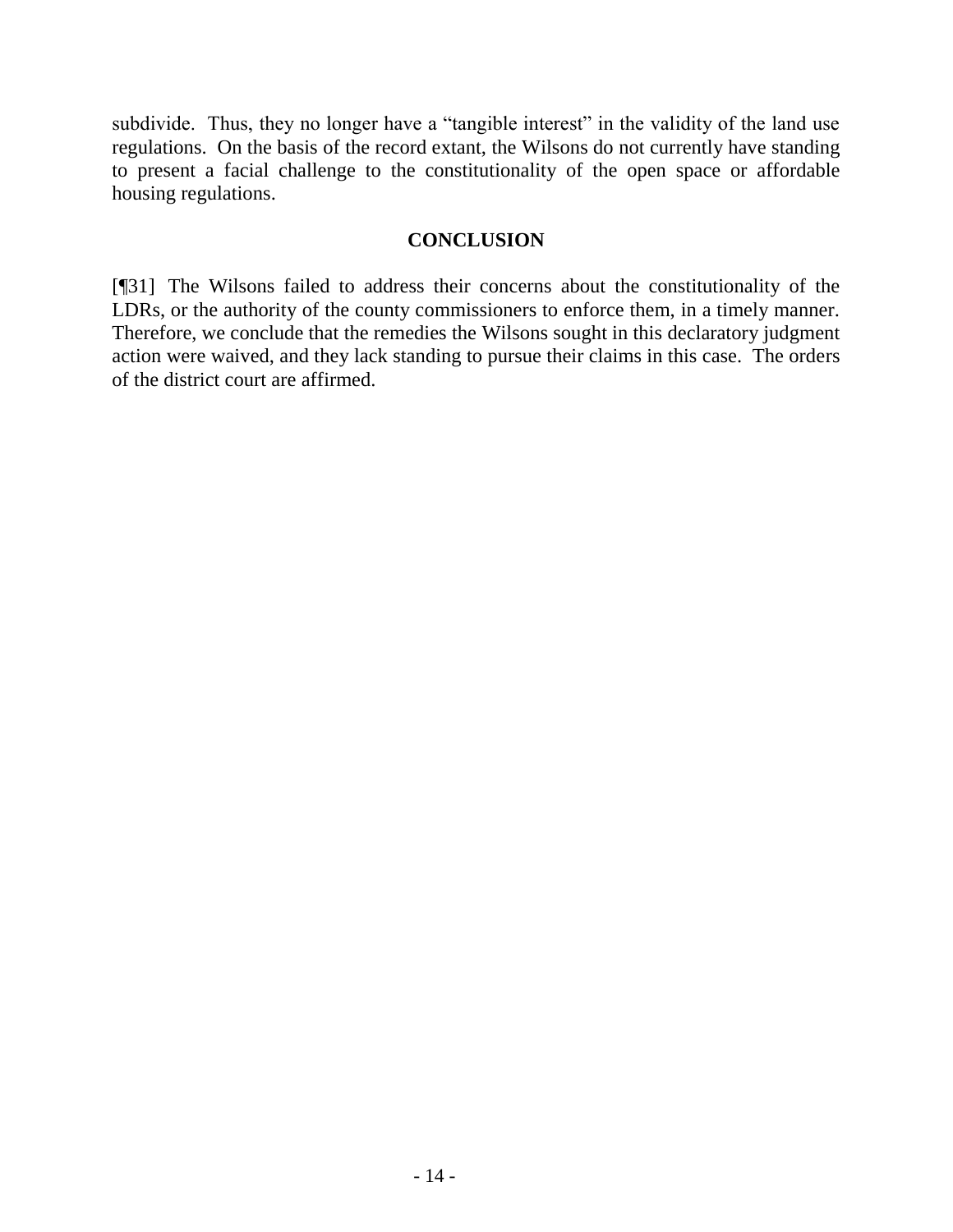subdivide. Thus, they no longer have a "tangible interest" in the validity of the land use regulations. On the basis of the record extant, the Wilsons do not currently have standing to present a facial challenge to the constitutionality of the open space or affordable housing regulations.

## CONCLUSION

[¶31] The Wilsons failed to address their concerns about the constitutionality of the LDRs, or the authority of the county commissioners to enforce them, in a timely manner. Therefore, we conclude that the remedies the Wilsons sought in this declaratory judgment action were waived, and they lack standing to pursue their claims in this case. The orders of the district court are affirmed.